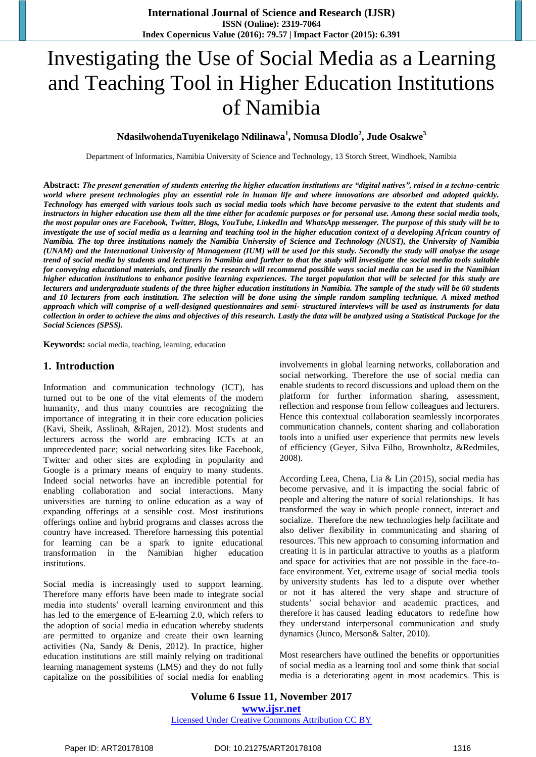# Investigating the Use of Social Media as a Learning and Teaching Tool in Higher Education Institutions of Namibia

**NdasilwohendaTuyenikelago Ndilinawa[1], Nomusa Dlodlo[2], Jude Osakwe[3]**

Department of Informatics, Namibia University of Science and Technology, 13 Storch Street, Windhoek, Namibia

**Abstract:** ***The present generation of students entering the higher education institutions are "digital natives", raised in a techno-centric world where present technologies play an essential role in human life and where innovations are absorbed and adopted quickly. Technology has emerged with various tools such as social media tools which have become pervasive to the extent that students and instructors in higher education use them all the time either for academic purposes or for personal use. Among these social media tools, the most popular ones are Facebook, Twitter, Blogs, YouTube, LinkedIn and WhatsApp messenger. The purpose of this study will be to investigate the use of social media as a learning and teaching tool in the higher education context of a developing African country of Namibia. The top three institutions namely the Namibia University of Science and Technology (NUST), the University of Namibia (UNAM) and the International University of Management (IUM) will be used for this study. Secondly the study will analyse the usage trend of social media by students and lecturers in Namibia and further to that the study will investigate the social media tools suitable for conveying educational materials, and finally the research will recommend possible ways social media can be used in the Namibian higher education institutions to enhance positive learning experiences. The target population that will be selected for this study are lecturers and undergraduate students of the three higher education institutions in Namibia. The sample of the study will be 60 students and 10 lecturers from each institution. The selection will be done using the simple random sampling technique. A mixed method approach which will comprise of a well-designed questionnaires and semi- structured interviews will be used as instruments for data collection in order to achieve the aims and objectives of this research. Lastly the data will be analyzed using a Statistical Package for the Social Sciences (SPSS).***

**Keywords:** social media, teaching, learning, education

## 1. Introduction

Information and communication technology (ICT), has turned out to be one of the vital elements of the modern humanity, and thus many countries are recognizing the importance of integrating it in their core education policies (Kavi, Sheik, Asslinah, &Rajen, 2012). Most students and lecturers across the world are embracing ICTs at an unprecedented pace; social networking sites like Facebook, Twitter and other sites are exploding in popularity and Google is a primary means of enquiry to many students. Indeed social networks have an incredible potential for enabling collaboration and social interactions. Many universities are turning to online education as a way of expanding offerings at a sensible cost. Most institutions offerings online and hybrid programs and classes across the country have increased. Therefore harnessing this potential for learning can be a spark to ignite educational transformation in the Namibian higher education institutions.

Social media is increasingly used to support learning. Therefore many efforts have been made to integrate social media into students' overall learning environment and this has led to the emergence of E-learning 2.0, which refers to the adoption of social media in education whereby students are permitted to organize and create their own learning activities (Na, Sandy & Denis, 2012). In practice, higher education institutions are still mainly relying on traditional learning management systems (LMS) and they do not fully capitalize on the possibilities of social media for enabling involvements in global learning networks, collaboration and social networking. Therefore the use of social media can enable students to record discussions and upload them on the platform for further information sharing, assessment, reflection and response from fellow colleagues and lecturers. Hence this contextual collaboration seamlessly incorporates communication channels, content sharing and collaboration tools into a unified user experience that permits new levels of efficiency (Geyer, Silva Filho, Brownholtz, &Redmiles, 2008).

According Leea, Chena, Lia & Lin (2015), social media has become pervasive, and it is impacting the social fabric of people and altering the nature of social relationships. It has transformed the way in which people connect, interact and socialize. Therefore the new technologies help facilitate and also deliver flexibility in communicating and sharing of resources. This new approach to consuming information and creating it is in particular attractive to youths as a platform and space for activities that are not possible in the face-to-face environment. Yet, extreme usage of social media tools by university students has led to a dispute over whether or not it has altered the very shape and structure of students' social behavior and academic practices, and therefore it has caused leading educators to redefine how they understand interpersonal communication and study dynamics (Junco, Merson& Salter, 2010).

Most researchers have outlined the benefits or opportunities of social media as a learning tool and some think that social media is a deteriorating agent in most academics. This is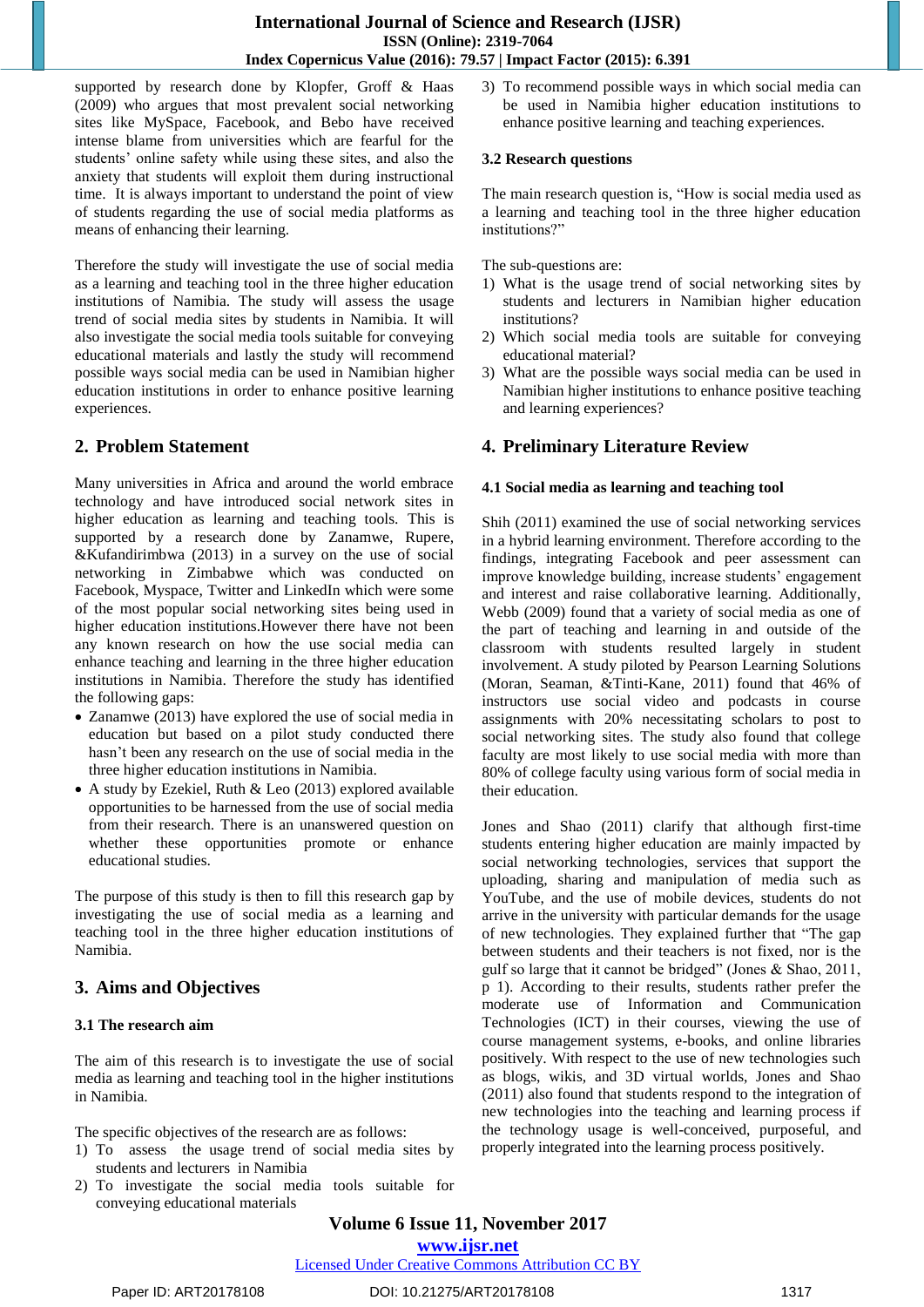supported by research done by Klopfer, Groff & Haas (2009) who argues that most prevalent social networking sites like MySpace, Facebook, and Bebo have received intense blame from universities which are fearful for the students' online safety while using these sites, and also the anxiety that students will exploit them during instructional time. It is always important to understand the point of view of students regarding the use of social media platforms as means of enhancing their learning.

Therefore the study will investigate the use of social media as a learning and teaching tool in the three higher education institutions of Namibia. The study will assess the usage trend of social media sites by students in Namibia. It will also investigate the social media tools suitable for conveying educational materials and lastly the study will recommend possible ways social media can be used in Namibian higher education institutions in order to enhance positive learning experiences.

## 2. Problem Statement

Many universities in Africa and around the world embrace technology and have introduced social network sites in higher education as learning and teaching tools. This is supported by a research done by Zanamwe, Rupere, &Kufandirimbwa (2013) in a survey on the use of social networking in Zimbabwe which was conducted on Facebook, Myspace, Twitter and LinkedIn which were some of the most popular social networking sites being used in higher education institutions.However there have not been any known research on how the use social media can enhance teaching and learning in the three higher education institutions in Namibia. Therefore the study has identified the following gaps:

- Zanamwe (2013) have explored the use of social media in education but based on a pilot study conducted there hasn't been any research on the use of social media in the three higher education institutions in Namibia.
- A study by Ezekiel, Ruth & Leo (2013) explored available opportunities to be harnessed from the use of social media from their research. There is an unanswered question on whether these opportunities promote or enhance educational studies.

The purpose of this study is then to fill this research gap by investigating the use of social media as a learning and teaching tool in the three higher education institutions of Namibia.

## 3. Aims and Objectives

### 3.1 The research aim

The aim of this research is to investigate the use of social media as learning and teaching tool in the higher institutions in Namibia.

The specific objectives of the research are as follows:

1) To assess the usage trend of social media sites by students and lecturers in Namibia
2) To investigate the social media tools suitable for conveying educational materials
3) To recommend possible ways in which social media can be used in Namibia higher education institutions to enhance positive learning and teaching experiences.

### 3.2 Research questions

The main research question is, "How is social media used as a learning and teaching tool in the three higher education institutions?"

The sub-questions are:

1) What is the usage trend of social networking sites by students and lecturers in Namibian higher education institutions?
2) Which social media tools are suitable for conveying educational material?
3) What are the possible ways social media can be used in Namibian higher institutions to enhance positive teaching and learning experiences?

## 4. Preliminary Literature Review

### 4.1 Social media as learning and teaching tool

Shih (2011) examined the use of social networking services in a hybrid learning environment. Therefore according to the findings, integrating Facebook and peer assessment can improve knowledge building, increase students' engagement and interest and raise collaborative learning. Additionally, Webb (2009) found that a variety of social media as one of the part of teaching and learning in and outside of the classroom with students resulted largely in student involvement. A study piloted by Pearson Learning Solutions (Moran, Seaman, &Tinti-Kane, 2011) found that 46% of instructors use social video and podcasts in course assignments with 20% necessitating scholars to post to social networking sites. The study also found that college faculty are most likely to use social media with more than 80% of college faculty using various form of social media in their education.

Jones and Shao (2011) clarify that although first-time students entering higher education are mainly impacted by social networking technologies, services that support the uploading, sharing and manipulation of media such as YouTube, and the use of mobile devices, students do not arrive in the university with particular demands for the usage of new technologies. They explained further that "The gap between students and their teachers is not fixed, nor is the gulf so large that it cannot be bridged" (Jones & Shao, 2011, p 1). According to their results, students rather prefer the moderate use of Information and Communication Technologies (ICT) in their courses, viewing the use of course management systems, e-books, and online libraries positively. With respect to the use of new technologies such as blogs, wikis, and 3D virtual worlds, Jones and Shao (2011) also found that students respond to the integration of new technologies into the teaching and learning process if the technology usage is well-conceived, purposeful, and properly integrated into the learning process positively.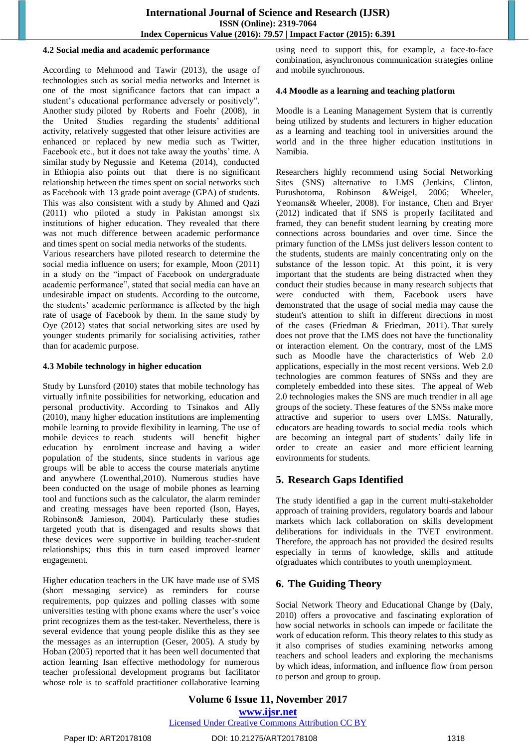### 4.2 Social media and academic performance

According to Mehmood and Tawir (2013), the usage of technologies such as social media networks and Internet is one of the most significance factors that can impact a student's educational performance adversely or positively". Another study piloted by Roberts and Foehr (2008), in the United Studies regarding the students' additional activity, relatively suggested that other leisure activities are enhanced or replaced by new media such as Twitter, Facebook etc., but it does not take away the youths' time. A similar study by Negussie and Ketema (2014), conducted in Ethiopia also points out that there is no significant relationship between the times spent on social networks such as Facebook with 13 grade point average (GPA) of students. This was also consistent with a study by Ahmed and Qazi (2011) who piloted a study in Pakistan amongst six institutions of higher education. They revealed that there was not much difference between academic performance and times spent on social media networks of the students.
Various researchers have piloted research to determine the social media influence on users; for example, Moon (2011) in a study on the "impact of Facebook on undergraduate academic performance", stated that social media can have an undesirable impact on students. According to the outcome, the students' academic performance is affected by the high rate of usage of Facebook by them. In the same study by Oye (2012) states that social networking sites are used by younger students primarily for socialising activities, rather than for academic purpose.

### 4.3 Mobile technology in higher education

Study by Lunsford (2010) states that mobile technology has virtually infinite possibilities for networking, education and personal productivity. According to Tsinakos and Ally (2010), many higher education institutions are implementing mobile learning to provide flexibility in learning. The use of mobile devices to reach students will benefit higher education by enrolment increase and having a wider population of the students, since students in various age groups will be able to access the course materials anytime and anywhere (Lowenthal,2010). Numerous studies have been conducted on the usage of mobile phones as learning tool and functions such as the calculator, the alarm reminder and creating messages have been reported (Ison, Hayes, Robinson& Jamieson, 2004). Particularly these studies targeted youth that is disengaged and results shows that these devices were supportive in building teacher-student relationships; thus this in turn eased improved learner engagement.

Higher education teachers in the UK have made use of SMS (short messaging service) as reminders for course requirements, pop quizzes and polling classes with some universities testing with phone exams where the user's voice print recognizes them as the test-taker. Nevertheless, there is several evidence that young people dislike this as they see the messages as an interruption (Geser, 2005). A study by Hoban (2005) reported that it has been well documented that action learning Isan effective methodology for numerous teacher professional development programs but facilitator whose role is to scaffold practitioner collaborative learning using need to support this, for example, a face-to-face combination, asynchronous communication strategies online and mobile synchronous.

### 4.4 Moodle as a learning and teaching platform

Moodle is a Leaning Management System that is currently being utilized by students and lecturers in higher education as a learning and teaching tool in universities around the world and in the three higher education institutions in Namibia.

Researchers highly recommend using Social Networking Sites (SNS) alternative to LMS (Jenkins, Clinton, Purushotoma, Robinson &Weigel, 2006; Wheeler, Yeomans& Wheeler, 2008). For instance, Chen and Bryer (2012) indicated that if SNS is properly facilitated and framed, they can benefit student learning by creating more connections across boundaries and over time. Since the primary function of the LMSs just delivers lesson content to the students, students are mainly concentrating only on the substance of the lesson topic. At this point, it is very important that the students are being distracted when they conduct their studies because in many research subjects that were conducted with them, Facebook users have demonstrated that the usage of social media may cause the student's attention to shift in different directions in most of the cases (Friedman & Friedman, 2011). That surely does not prove that the LMS does not have the functionality or interaction element. On the contrary, most of the LMS such as Moodle have the characteristics of Web 2.0 applications, especially in the most recent versions. Web 2.0 technologies are common features of SNSs and they are completely embedded into these sites. The appeal of Web 2.0 technologies makes the SNS are much trendier in all age groups of the society. These features of the SNSs make more attractive and superior to users over LMSs. Naturally, educators are heading towards to social media tools which are becoming an integral part of students' daily life in order to create an easier and more efficient learning environments for students.

## 5. Research Gaps Identified

The study identified a gap in the current multi-stakeholder approach of training providers, regulatory boards and labour markets which lack collaboration on skills development deliberations for individuals in the TVET environment. Therefore, the approach has not provided the desired results especially in terms of knowledge, skills and attitude ofgraduates which contributes to youth unemployment.

## 6. The Guiding Theory

Social Network Theory and Educational Change by (Daly, 2010) offers a provocative and fascinating exploration of how social networks in schools can impede or facilitate the work of education reform. This theory relates to this study as it also comprises of studies examining networks among teachers and school leaders and exploring the mechanisms by which ideas, information, and influence flow from person to person and group to group.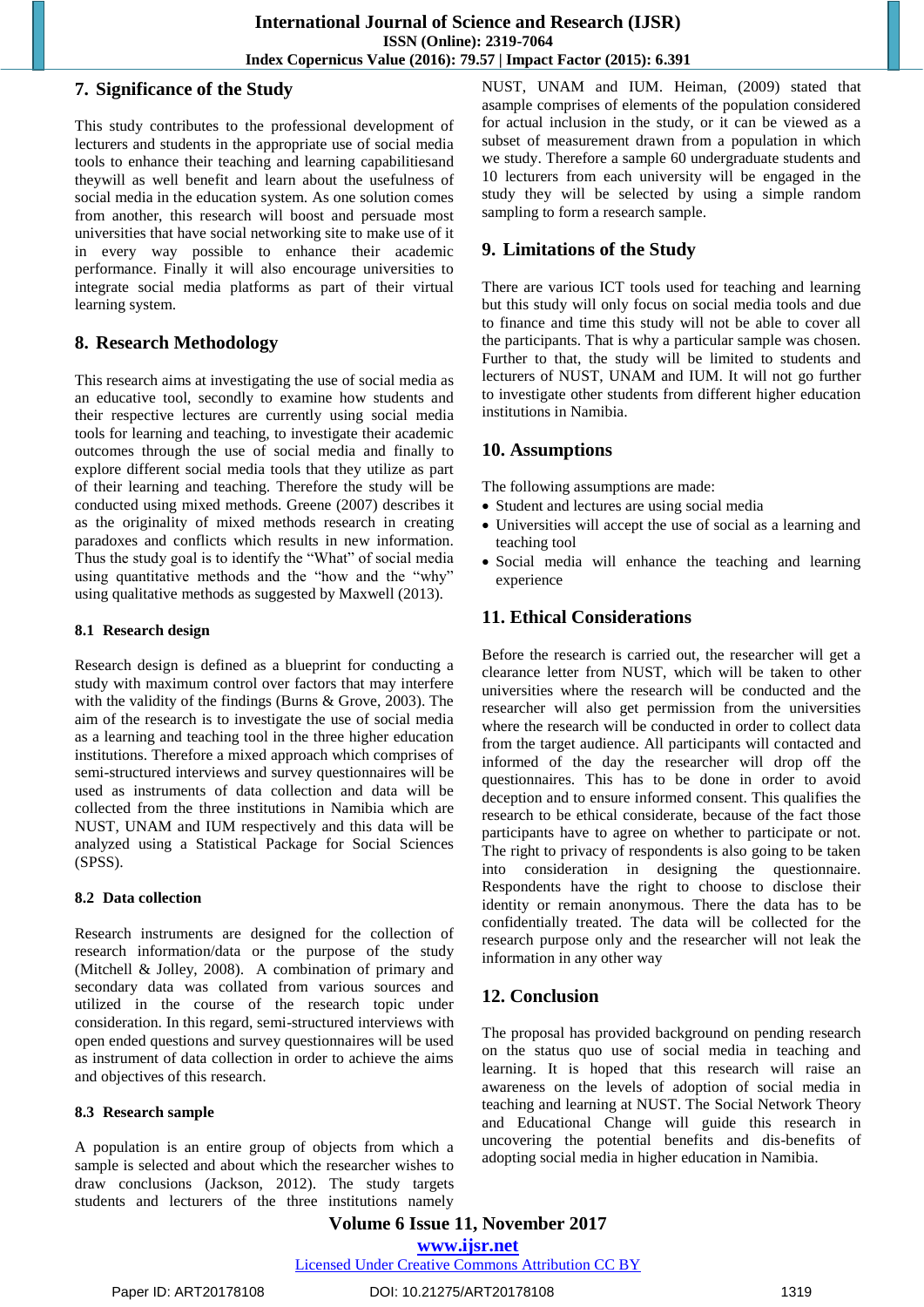## 7. Significance of the Study

This study contributes to the professional development of lecturers and students in the appropriate use of social media tools to enhance their teaching and learning capabilitiesand theywill as well benefit and learn about the usefulness of social media in the education system. As one solution comes from another, this research will boost and persuade most universities that have social networking site to make use of it in every way possible to enhance their academic performance. Finally it will also encourage universities to integrate social media platforms as part of their virtual learning system.

## 8. Research Methodology

This research aims at investigating the use of social media as an educative tool, secondly to examine how students and their respective lectures are currently using social media tools for learning and teaching, to investigate their academic outcomes through the use of social media and finally to explore different social media tools that they utilize as part of their learning and teaching. Therefore the study will be conducted using mixed methods. Greene (2007) describes it as the originality of mixed methods research in creating paradoxes and conflicts which results in new information. Thus the study goal is to identify the "What" of social media using quantitative methods and the "how and the "why" using qualitative methods as suggested by Maxwell (2013).

### 8.1 Research design

Research design is defined as a blueprint for conducting a study with maximum control over factors that may interfere with the validity of the findings (Burns & Grove, 2003). The aim of the research is to investigate the use of social media as a learning and teaching tool in the three higher education institutions. Therefore a mixed approach which comprises of semi-structured interviews and survey questionnaires will be used as instruments of data collection and data will be collected from the three institutions in Namibia which are NUST, UNAM and IUM respectively and this data will be analyzed using a Statistical Package for Social Sciences (SPSS).

### 8.2 Data collection

Research instruments are designed for the collection of research information/data or the purpose of the study (Mitchell & Jolley, 2008). A combination of primary and secondary data was collated from various sources and utilized in the course of the research topic under consideration. In this regard, semi-structured interviews with open ended questions and survey questionnaires will be used as instrument of data collection in order to achieve the aims and objectives of this research.

### 8.3 Research sample

A population is an entire group of objects from which a sample is selected and about which the researcher wishes to draw conclusions (Jackson, 2012). The study targets students and lecturers of the three institutions namely NUST, UNAM and IUM. Heiman, (2009) stated that asample comprises of elements of the population considered for actual inclusion in the study, or it can be viewed as a subset of measurement drawn from a population in which we study. Therefore a sample 60 undergraduate students and 10 lecturers from each university will be engaged in the study they will be selected by using a simple random sampling to form a research sample.

## 9. Limitations of the Study

There are various ICT tools used for teaching and learning but this study will only focus on social media tools and due to finance and time this study will not be able to cover all the participants. That is why a particular sample was chosen. Further to that, the study will be limited to students and lecturers of NUST, UNAM and IUM. It will not go further to investigate other students from different higher education institutions in Namibia.

## 10. Assumptions

The following assumptions are made:

- Student and lectures are using social media
- Universities will accept the use of social as a learning and teaching tool
- Social media will enhance the teaching and learning experience

## 11. Ethical Considerations

Before the research is carried out, the researcher will get a clearance letter from NUST, which will be taken to other universities where the research will be conducted and the researcher will also get permission from the universities where the research will be conducted in order to collect data from the target audience. All participants will contacted and informed of the day the researcher will drop off the questionnaires. This has to be done in order to avoid deception and to ensure informed consent. This qualifies the research to be ethical considerate, because of the fact those participants have to agree on whether to participate or not. The right to privacy of respondents is also going to be taken into consideration in designing the questionnaire. Respondents have the right to choose to disclose their identity or remain anonymous. There the data has to be confidentially treated. The data will be collected for the research purpose only and the researcher will not leak the information in any other way

## 12. Conclusion

The proposal has provided background on pending research on the status quo use of social media in teaching and learning. It is hoped that this research will raise an awareness on the levels of adoption of social media in teaching and learning at NUST. The Social Network Theory and Educational Change will guide this research in uncovering the potential benefits and dis-benefits of adopting social media in higher education in Namibia.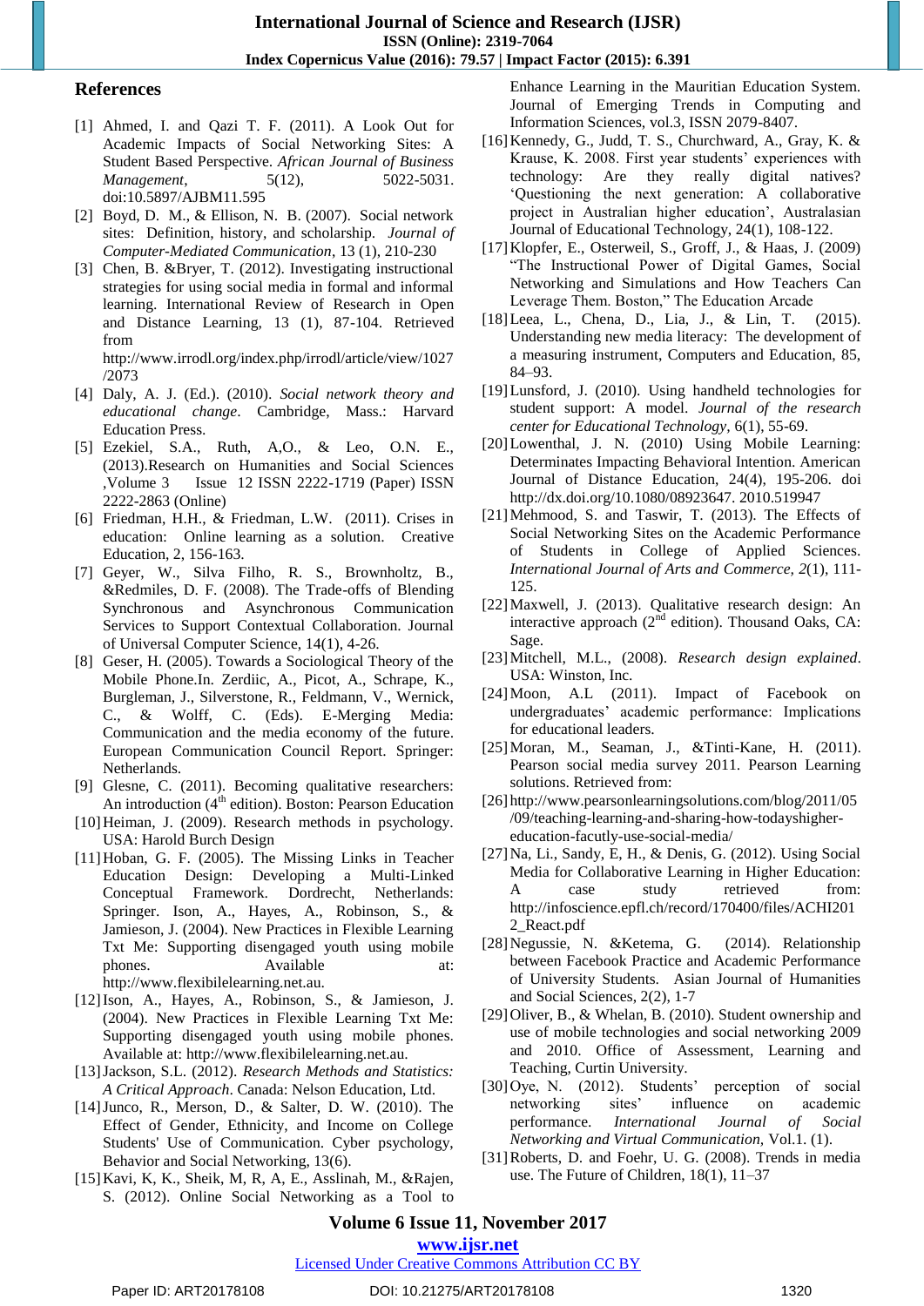## References

[1] Ahmed, I. and Qazi T. F. (2011). A Look Out for Academic Impacts of Social Networking Sites: A Student Based Perspective. *African Journal of Business Management*, 5(12), 5022-5031. doi:10.5897/AJBM11.595

[2] Boyd, D. M., & Ellison, N. B. (2007). Social network sites: Definition, history, and scholarship. *Journal of Computer-Mediated Communication*, 13 (1), 210-230

[3] Chen, B. &Bryer, T. (2012). Investigating instructional strategies for using social media in formal and informal learning. International Review of Research in Open and Distance Learning, 13 (1), 87-104. Retrieved from http://www.irrodl.org/index.php/irrodl/article/view/1027/2073

[4] Daly, A. J. (Ed.). (2010). *Social network theory and educational change*. Cambridge, Mass.: Harvard Education Press.

[5] Ezekiel, S.A., Ruth, A,O., & Leo, O.N. E., (2013).Research on Humanities and Social Sciences ,Volume 3 Issue 12 ISSN 2222-1719 (Paper) ISSN 2222-2863 (Online)

[6] Friedman, H.H., & Friedman, L.W. (2011). Crises in education: Online learning as a solution. Creative Education, 2, 156-163.

[7] Geyer, W., Silva Filho, R. S., Brownholtz, B., &Redmiles, D. F. (2008). The Trade-offs of Blending Synchronous and Asynchronous Communication Services to Support Contextual Collaboration. Journal of Universal Computer Science, 14(1), 4-26.

[8] Geser, H. (2005). Towards a Sociological Theory of the Mobile Phone.In. Zerdiic, A., Picot, A., Schrape, K., Burgleman, J., Silverstone, R., Feldmann, V., Wernick, C., & Wolff, C. (Eds). E-Merging Media: Communication and the media economy of the future. European Communication Council Report. Springer: Netherlands.

[9] Glesne, C. (2011). Becoming qualitative researchers: An introduction (4th edition). Boston: Pearson Education

[10] Heiman, J. (2009). Research methods in psychology. USA: Harold Burch Design

[11] Hoban, G. F. (2005). The Missing Links in Teacher Education Design: Developing a Multi-Linked Conceptual Framework. Dordrecht, Netherlands: Springer. Ison, A., Hayes, A., Robinson, S., & Jamieson, J. (2004). New Practices in Flexible Learning Txt Me: Supporting disengaged youth using mobile phones. Available at: http://www.flexibilelearning.net.au.

[12] Ison, A., Hayes, A., Robinson, S., & Jamieson, J. (2004). New Practices in Flexible Learning Txt Me: Supporting disengaged youth using mobile phones. Available at: http://www.flexibilelearning.net.au.

[13] Jackson, S.L. (2012). *Research Methods and Statistics: A Critical Approach*. Canada: Nelson Education, Ltd.

[14] Junco, R., Merson, D., & Salter, D. W. (2010). The Effect of Gender, Ethnicity, and Income on College Students' Use of Communication. Cyber psychology, Behavior and Social Networking, 13(6).

[15] Kavi, K, K., Sheik, M, R, A, E., Asslinah, M., &Rajen, S. (2012). Online Social Networking as a Tool to Enhance Learning in the Mauritian Education System. Journal of Emerging Trends in Computing and Information Sciences, vol.3, ISSN 2079-8407.

[16] Kennedy, G., Judd, T. S., Churchward, A., Gray, K. & Krause, K. 2008. First year students' experiences with technology: Are they really digital natives? 'Questioning the next generation: A collaborative project in Australian higher education', Australasian Journal of Educational Technology, 24(1), 108-122.

[17] Klopfer, E., Osterweil, S., Groff, J., & Haas, J. (2009) "The Instructional Power of Digital Games, Social Networking and Simulations and How Teachers Can Leverage Them. Boston," The Education Arcade

[18] Leea, L., Chena, D., Lia, J., & Lin, T. (2015). Understanding new media literacy: The development of a measuring instrument, Computers and Education, 85, 84–93.

[19] Lunsford, J. (2010). Using handheld technologies for student support: A model. *Journal of the research center for Educational Technology*, 6(1), 55-69.

[20] Lowenthal, J. N. (2010) Using Mobile Learning: Determinates Impacting Behavioral Intention. American Journal of Distance Education, 24(4), 195-206. doi http://dx.doi.org/10.1080/08923647. 2010.519947

[21] Mehmood, S. and Taswir, T. (2013). The Effects of Social Networking Sites on the Academic Performance of Students in College of Applied Sciences. *International Journal of Arts and Commerce, 2*(1), 111-125.

[22] Maxwell, J. (2013). Qualitative research design: An interactive approach (2nd edition). Thousand Oaks, CA: Sage.

[23] Mitchell, M.L., (2008). *Research design explained*. USA: Winston, Inc.

[24] Moon, A.L (2011). Impact of Facebook on undergraduates' academic performance: Implications for educational leaders.

[25] Moran, M., Seaman, J., &Tinti-Kane, H. (2011). Pearson social media survey 2011. Pearson Learning solutions. Retrieved from:

[26] http://www.pearsonlearningsolutions.com/blog/2011/05/09/teaching-learning-and-sharing-how-todayshigher-education-faculty-use-social-media/

[27] Na, Li., Sandy, E, H., & Denis, G. (2012). Using Social Media for Collaborative Learning in Higher Education: A case study retrieved from: http://infoscience.epfl.ch/record/170400/files/ACHI2012_React.pdf

[28] Negussie, N. &Ketema, G. (2014). Relationship between Facebook Practice and Academic Performance of University Students. Asian Journal of Humanities and Social Sciences, 2(2), 1-7

[29] Oliver, B., & Whelan, B. (2010). Student ownership and use of mobile technologies and social networking 2009 and 2010. Office of Assessment, Learning and Teaching, Curtin University.

[30] Oye, N. (2012). Students' perception of social networking sites' influence on academic performance. *International Journal of Social Networking and Virtual Communication*, Vol.1. (1).

[31] Roberts, D. and Foehr, U. G. (2008). Trends in media use. The Future of Children, 18(1), 11–37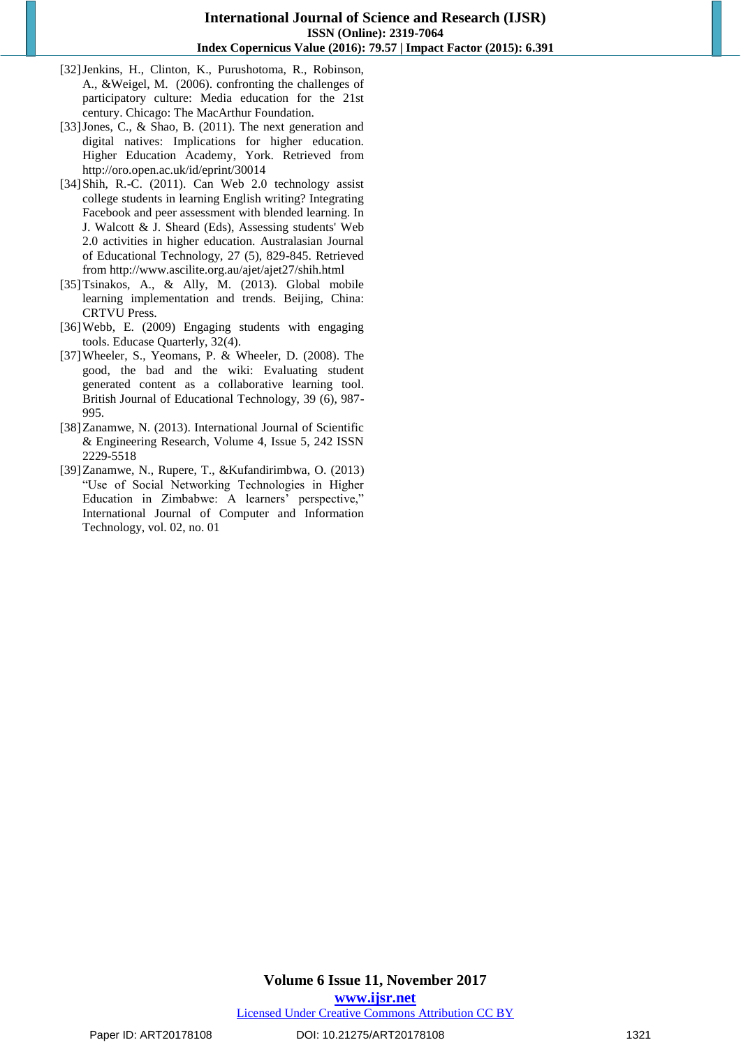[32] Jenkins, H., Clinton, K., Purushotoma, R., Robinson, A., &Weigel, M. (2006). confronting the challenges of participatory culture: Media education for the 21st century. Chicago: The MacArthur Foundation.

[33] Jones, C., & Shao, B. (2011). The next generation and digital natives: Implications for higher education. Higher Education Academy, York. Retrieved from http://oro.open.ac.uk/id/eprint/30014

[34] Shih, R.-C. (2011). Can Web 2.0 technology assist college students in learning English writing? Integrating Facebook and peer assessment with blended learning. In J. Walcott & J. Sheard (Eds), Assessing students' Web 2.0 activities in higher education. Australasian Journal of Educational Technology, 27 (5), 829-845. Retrieved from http://www.ascilite.org.au/ajet/ajet27/shih.html

[35] Tsinakos, A., & Ally, M. (2013). Global mobile learning implementation and trends. Beijing, China: CRTVU Press.

[36] Webb, E. (2009) Engaging students with engaging tools. Educase Quarterly, 32(4).

[37] Wheeler, S., Yeomans, P. & Wheeler, D. (2008). The good, the bad and the wiki: Evaluating student generated content as a collaborative learning tool. British Journal of Educational Technology, 39 (6), 987-995.

[38] Zanamwe, N. (2013). International Journal of Scientific & Engineering Research, Volume 4, Issue 5, 242 ISSN 2229-5518

[39] Zanamwe, N., Rupere, T., &Kufandirimbwa, O. (2013) "Use of Social Networking Technologies in Higher Education in Zimbabwe: A learners' perspective," International Journal of Computer and Information Technology, vol. 02, no. 01